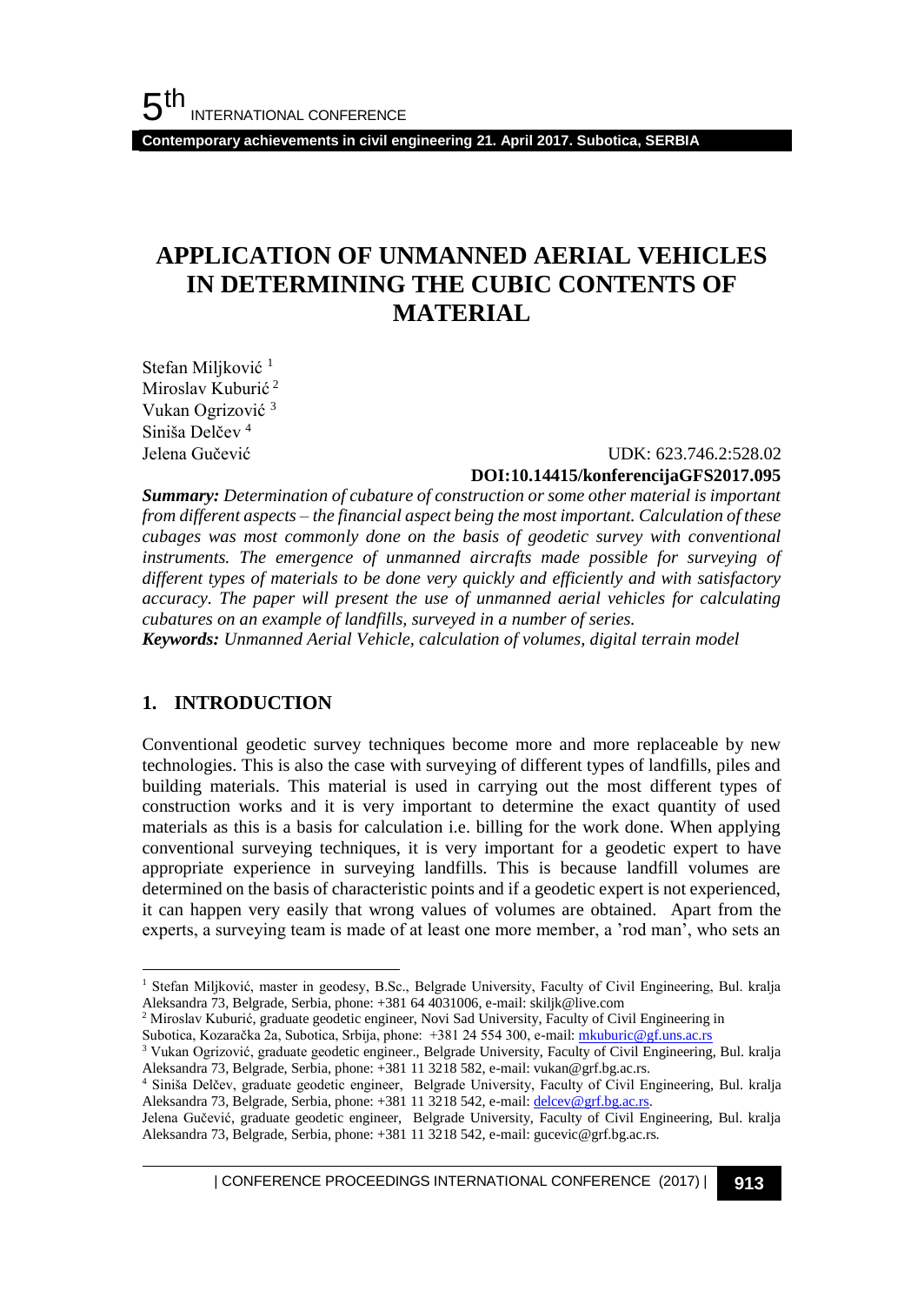# APPLICATION OF UNMANNED AERIAL VEHICLES IN DETERMINING THE CUBIC CONTENTS OF MATERIAL

Stefan Miljković [1]
Miroslav Kuburić [2]
Vukan Ogrizović [3]
Siniša Delčev [4]
Jelena Gučević

UDK: 623.746.2:528.02
**DOI:10.14415/konferencijaGFS2017.095**

***Summary:*** *Determination of cubature of construction or some other material is important from different aspects – the financial aspect being the most important. Calculation of these cubages was most commonly done on the basis of geodetic survey with conventional instruments. The emergence of unmanned aircrafts made possible for surveying of different types of materials to be done very quickly and efficiently and with satisfactory accuracy. The paper will present the use of unmanned aerial vehicles for calculating cubatures on an example of landfills, surveyed in a number of series.*

***Keywords:*** *Unmanned Aerial Vehicle, calculation of volumes, digital terrain model*

## 1. INTRODUCTION

Conventional geodetic survey techniques become more and more replaceable by new technologies. This is also the case with surveying of different types of landfills, piles and building materials. This material is used in carrying out the most different types of construction works and it is very important to determine the exact quantity of used materials as this is a basis for calculation i.e. billing for the work done. When applying conventional surveying techniques, it is very important for a geodetic expert to have appropriate experience in surveying landfills. This is because landfill volumes are determined on the basis of characteristic points and if a geodetic expert is not experienced, it can happen very easily that wrong values of volumes are obtained. Apart from the experts, a surveying team is made of at least one more member, a 'rod man', who sets an

---

[1] Stefan Miljković, master in geodesy, B.Sc., Belgrade University, Faculty of Civil Engineering, Bul. kralja Aleksandra 73, Belgrade, Serbia, phone: +381 64 4031006, e-mail: skiljk@live.com

[2] Miroslav Kuburić, graduate geodetic engineer, Novi Sad University, Faculty of Civil Engineering in Subotica, Kozaračka 2a, Subotica, Srbija, phone: +381 24 554 300, e-mail: mkuburic@gf.uns.ac.rs

[3] Vukan Ogrizović, graduate geodetic engineer., Belgrade University, Faculty of Civil Engineering, Bul. kralja Aleksandra 73, Belgrade, Serbia, phone: +381 11 3218 582, e-mail: vukan@grf.bg.ac.rs.

[4] Siniša Delčev, graduate geodetic engineer, Belgrade University, Faculty of Civil Engineering, Bul. kralja Aleksandra 73, Belgrade, Serbia, phone: +381 11 3218 542, e-mail: delcev@grf.bg.ac.rs.

Jelena Gučević, graduate geodetic engineer, Belgrade University, Faculty of Civil Engineering, Bul. kralja Aleksandra 73, Belgrade, Serbia, phone: +381 11 3218 542, e-mail: gucevic@grf.bg.ac.rs.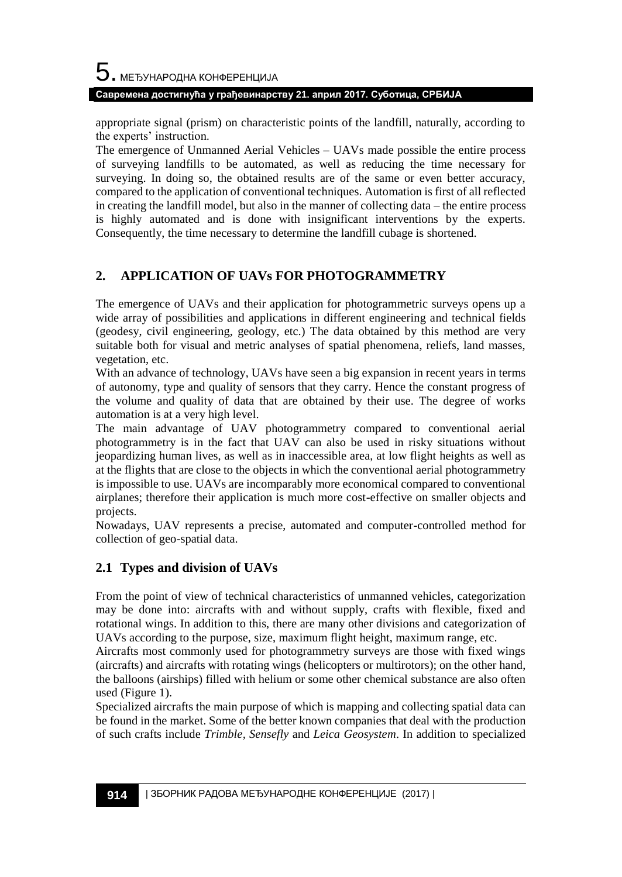appropriate signal (prism) on characteristic points of the landfill, naturally, according to the experts' instruction.

The emergence of Unmanned Aerial Vehicles – UAVs made possible the entire process of surveying landfills to be automated, as well as reducing the time necessary for surveying. In doing so, the obtained results are of the same or even better accuracy, compared to the application of conventional techniques. Automation is first of all reflected in creating the landfill model, but also in the manner of collecting data – the entire process is highly automated and is done with insignificant interventions by the experts. Consequently, the time necessary to determine the landfill cubage is shortened.

## 2. APPLICATION OF UAVs FOR PHOTOGRAMMETRY

The emergence of UAVs and their application for photogrammetric surveys opens up a wide array of possibilities and applications in different engineering and technical fields (geodesy, civil engineering, geology, etc.) The data obtained by this method are very suitable both for visual and metric analyses of spatial phenomena, reliefs, land masses, vegetation, etc.

With an advance of technology, UAVs have seen a big expansion in recent years in terms of autonomy, type and quality of sensors that they carry. Hence the constant progress of the volume and quality of data that are obtained by their use. The degree of works automation is at a very high level.

The main advantage of UAV photogrammetry compared to conventional aerial photogrammetry is in the fact that UAV can also be used in risky situations without jeopardizing human lives, as well as in inaccessible area, at low flight heights as well as at the flights that are close to the objects in which the conventional aerial photogrammetry is impossible to use. UAVs are incomparably more economical compared to conventional airplanes; therefore their application is much more cost-effective on smaller objects and projects.

Nowadays, UAV represents a precise, automated and computer-controlled method for collection of geo-spatial data.

### 2.1 Types and division of UAVs

From the point of view of technical characteristics of unmanned vehicles, categorization may be done into: aircrafts with and without supply, crafts with flexible, fixed and rotational wings. In addition to this, there are many other divisions and categorization of UAVs according to the purpose, size, maximum flight height, maximum range, etc.

Aircrafts most commonly used for photogrammetry surveys are those with fixed wings (aircrafts) and aircrafts with rotating wings (helicopters or multirotors); on the other hand, the balloons (airships) filled with helium or some other chemical substance are also often used (Figure 1).

Specialized aircrafts the main purpose of which is mapping and collecting spatial data can be found in the market. Some of the better known companies that deal with the production of such crafts include *Trimble*, *Sensefly* and *Leica Geosystem*. In addition to specialized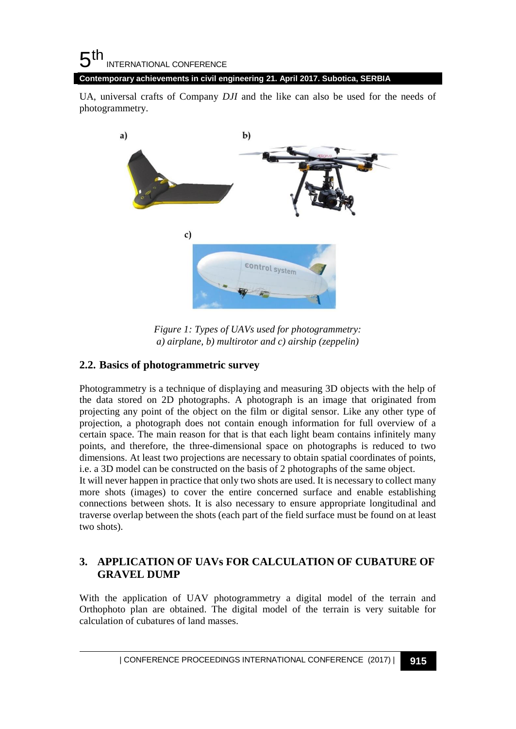UA, universal crafts of Company *DJI* and the like can also be used for the needs of photogrammetry.

*Figure 1: Types of UAVs used for photogrammetry: a) airplane, b) multirotor and c) airship (zeppelin)*

### 2.2. Basics of photogrammetric survey

Photogrammetry is a technique of displaying and measuring 3D objects with the help of the data stored on 2D photographs. A photograph is an image that originated from projecting any point of the object on the film or digital sensor. Like any other type of projection, a photograph does not contain enough information for full overview of a certain space. The main reason for that is that each light beam contains infinitely many points, and therefore, the three-dimensional space on photographs is reduced to two dimensions. At least two projections are necessary to obtain spatial coordinates of points, i.e. a 3D model can be constructed on the basis of 2 photographs of the same object.
It will never happen in practice that only two shots are used. It is necessary to collect many more shots (images) to cover the entire concerned surface and enable establishing connections between shots. It is also necessary to ensure appropriate longitudinal and traverse overlap between the shots (each part of the field surface must be found on at least two shots).

## 3. APPLICATION OF UAVs FOR CALCULATION OF CUBATURE OF GRAVEL DUMP

With the application of UAV photogrammetry a digital model of the terrain and Orthophoto plan are obtained. The digital model of the terrain is very suitable for calculation of cubatures of land masses.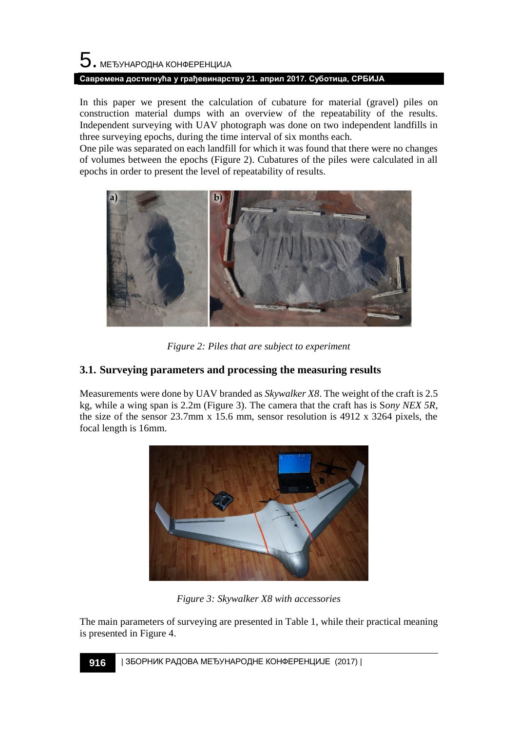In this paper we present the calculation of cubature for material (gravel) piles on construction material dumps with an overview of the repeatability of the results. Independent surveying with UAV photograph was done on two independent landfills in three surveying epochs, during the time interval of six months each.

One pile was separated on each landfill for which it was found that there were no changes of volumes between the epochs (Figure 2). Cubatures of the piles were calculated in all epochs in order to present the level of repeatability of results.

*Figure 2: Piles that are subject to experiment*

### 3.1. Surveying parameters and processing the measuring results

Measurements were done by UAV branded as *Skywalker X8*. The weight of the craft is 2.5 kg, while a wing span is 2.2m (Figure 3). The camera that the craft has is S*ony NEX 5R*, the size of the sensor 23.7mm x 15.6 mm, sensor resolution is 4912 x 3264 pixels, the focal length is 16mm.

*Figure 3: Skywalker X8 with accessories*

The main parameters of surveying are presented in Table 1, while their practical meaning is presented in Figure 4.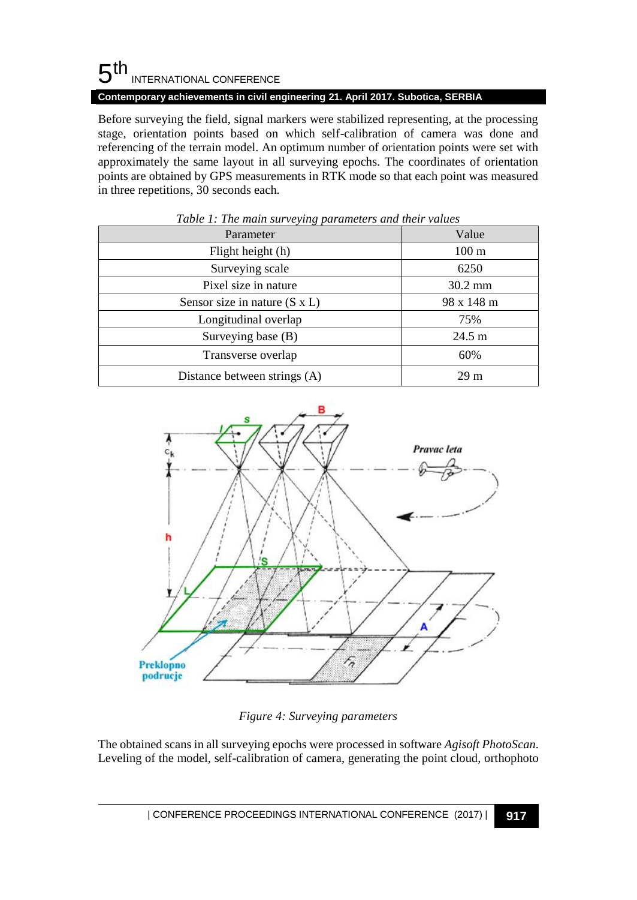Before surveying the field, signal markers were stabilized representing, at the processing stage, orientation points based on which self-calibration of camera was done and referencing of the terrain model. An optimum number of orientation points were set with approximately the same layout in all surveying epochs. The coordinates of orientation points are obtained by GPS measurements in RTK mode so that each point was measured in three repetitions, 30 seconds each.

*Table 1: The main surveying parameters and their values*

| Parameter | Value |
|---|---|
| Flight height (h) | 100 m |
| Surveying scale | 6250 |
| Pixel size in nature | 30.2 mm |
| Sensor size in nature (S x L) | 98 x 148 m |
| Longitudinal overlap | 75% |
| Surveying base (B) | 24.5 m |
| Transverse overlap | 60% |
| Distance between strings (A) | 29 m |

*Figure 4: Surveying parameters*

The obtained scans in all surveying epochs were processed in software *Agisoft PhotoScan*. Leveling of the model, self-calibration of camera, generating the point cloud, orthophoto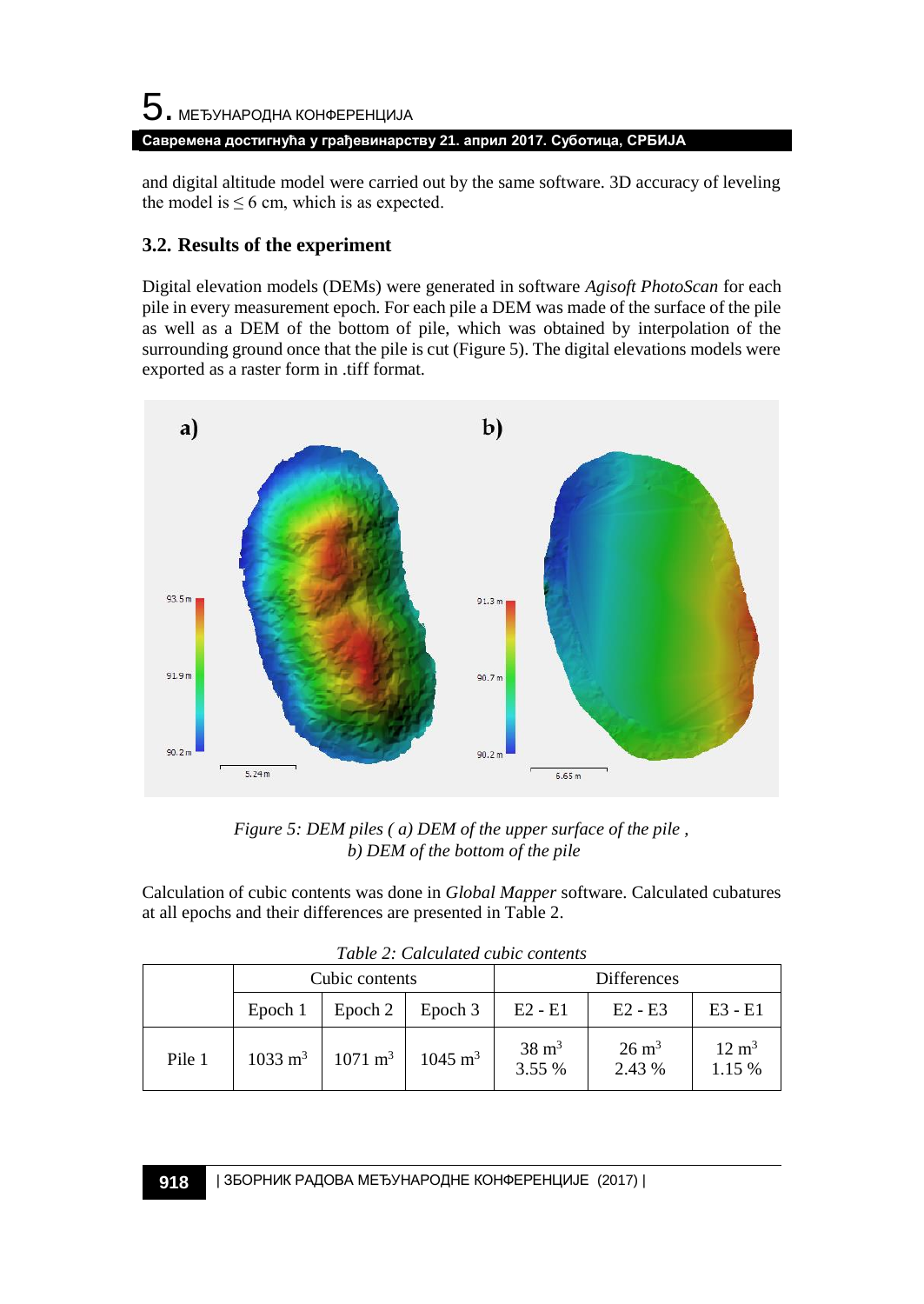and digital altitude model were carried out by the same software. 3D accuracy of leveling the model is $\leq$ 6 cm, which is as expected.

### 3.2. Results of the experiment

Digital elevation models (DEMs) were generated in software *Agisoft PhotoScan* for each pile in every measurement epoch. For each pile a DEM was made of the surface of the pile as well as a DEM of the bottom of pile, which was obtained by interpolation of the surrounding ground once that the pile is cut (Figure 5). The digital elevations models were exported as a raster form in .tiff format.

*Figure 5: DEM piles ( a) DEM of the upper surface of the pile , b) DEM of the bottom of the pile*

Calculation of cubic contents was done in *Global Mapper* software. Calculated cubatures at all epochs and their differences are presented in Table 2.

*Table 2: Calculated cubic contents*

| | Cubic contents | | | Differences | | |
|---|---|---|---|---|---|---|
| | Epoch 1 | Epoch 2 | Epoch 3 | E2 - E1 | E2 - E3 | E3 - E1 |
| Pile 1 | 1033 $m^3$ | 1071 $m^3$ | 1045 $m^3$ | 38 $m^3$ 3.55 % | 26 $m^3$ 2.43 % | 12 $m^3$ 1.15 % |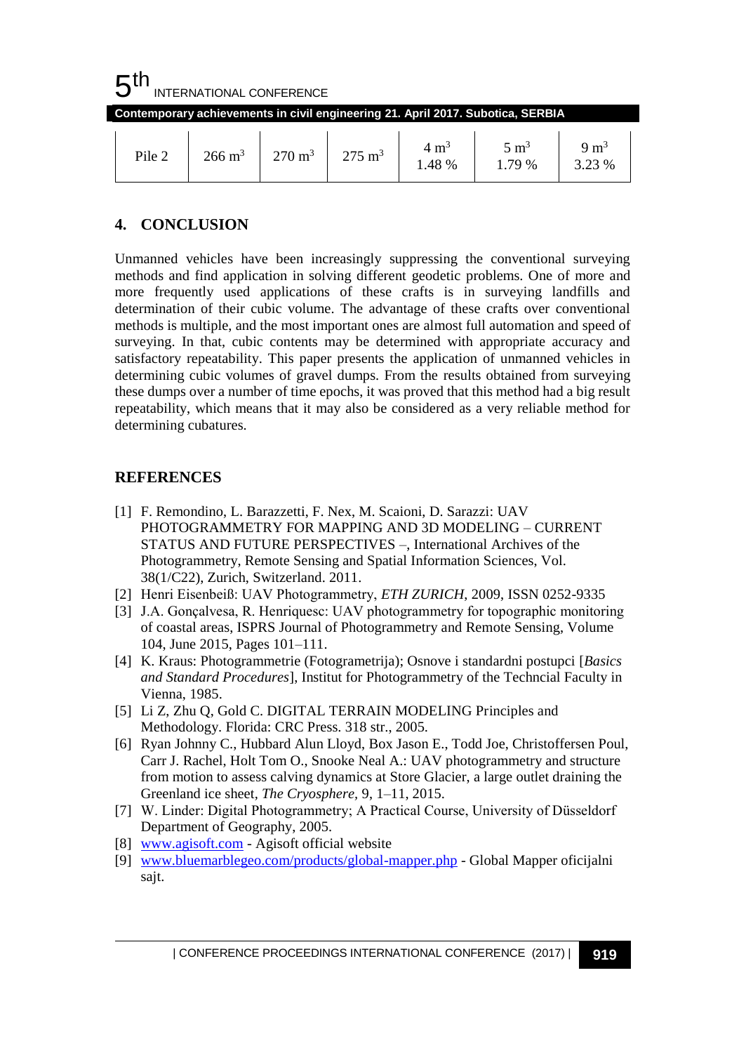| | | | | | | |
|---|---|---|---|---|---|---|
| Pile 2 | 266 $m^3$ | 270 $m^3$ | 275 $m^3$ | 4 $m^3$ 1.48 % | 5 $m^3$ 1.79 % | 9 $m^3$ 3.23 % |

## 4. CONCLUSION

Unmanned vehicles have been increasingly suppressing the conventional surveying methods and find application in solving different geodetic problems. One of more and more frequently used applications of these crafts is in surveying landfills and determination of their cubic volume. The advantage of these crafts over conventional methods is multiple, and the most important ones are almost full automation and speed of surveying. In that, cubic contents may be determined with appropriate accuracy and satisfactory repeatability. This paper presents the application of unmanned vehicles in determining cubic volumes of gravel dumps. From the results obtained from surveying these dumps over a number of time epochs, it was proved that this method had a big result repeatability, which means that it may also be considered as a very reliable method for determining cubatures.

## REFERENCES

[1] F. Remondino, L. Barazzetti, F. Nex, M. Scaioni, D. Sarazzi: UAV PHOTOGRAMMETRY FOR MAPPING AND 3D MODELING – CURRENT STATUS AND FUTURE PERSPECTIVES –, International Archives of the Photogrammetry, Remote Sensing and Spatial Information Sciences, Vol. 38(1/C22), Zurich, Switzerland. 2011.

[2] Henri Eisenbeiß: UAV Photogrammetry, *ETH ZURICH*, 2009, ISSN 0252-9335

[3] J.A. Gonçalvesa, R. Henriquesc: UAV photogrammetry for topographic monitoring of coastal areas, ISPRS Journal of Photogrammetry and Remote Sensing, Volume 104, June 2015, Pages 101–111.

[4] K. Kraus: Photogrammetrie (Fotogrametrija); Osnove i standardni postupci [*Basics and Standard Procedures*], Institut for Photogrammetry of the Techncial Faculty in Vienna, 1985.

[5] Li Z, Zhu Q, Gold C. DIGITAL TERRAIN MODELING Principles and Methodology. Florida: CRC Press. 318 str., 2005.

[6] Ryan Johnny C., Hubbard Alun Lloyd, Box Jason E., Todd Joe, Christoffersen Poul, Carr J. Rachel, Holt Tom O., Snooke Neal A.: UAV photogrammetry and structure from motion to assess calving dynamics at Store Glacier, a large outlet draining the Greenland ice sheet, *The Cryosphere*, 9, 1–11, 2015.

[7] W. Linder: Digital Photogrammetry; A Practical Course, University of Düsseldorf Department of Geography, 2005.

[8] www.agisoft.com - Agisoft official website

[9] www.bluemarblegeo.com/products/global-mapper.php - Global Mapper oficijalni sajt.